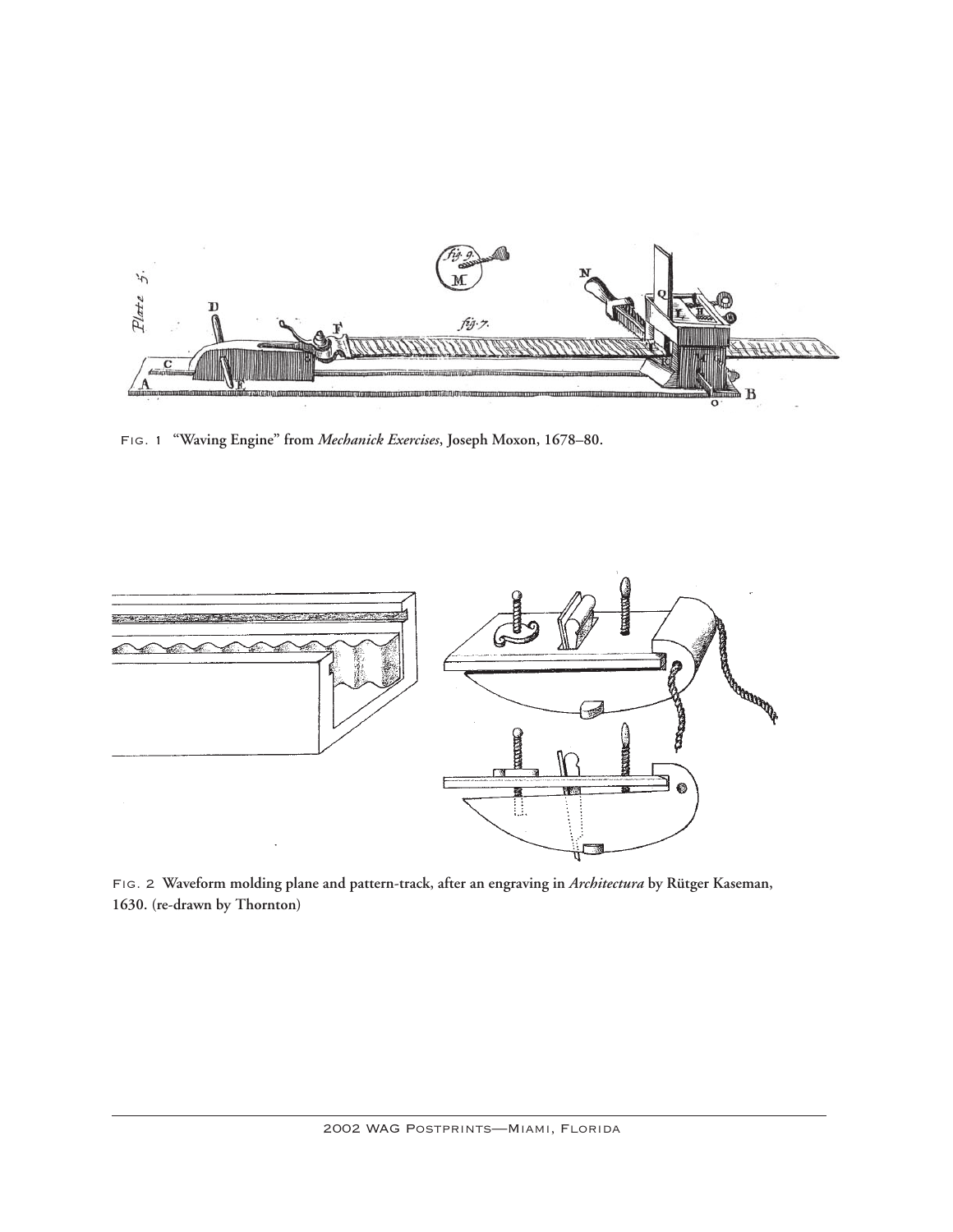FIG. 1 "Waving Engine" from *Mechanick Exercises*, Joseph Moxon, 1678–80.

FIG. 2 Waveform molding plane and pattern-track, after an engraving in *Architectura* by Rütger Kaseman, 1630. (re-drawn by Thornton)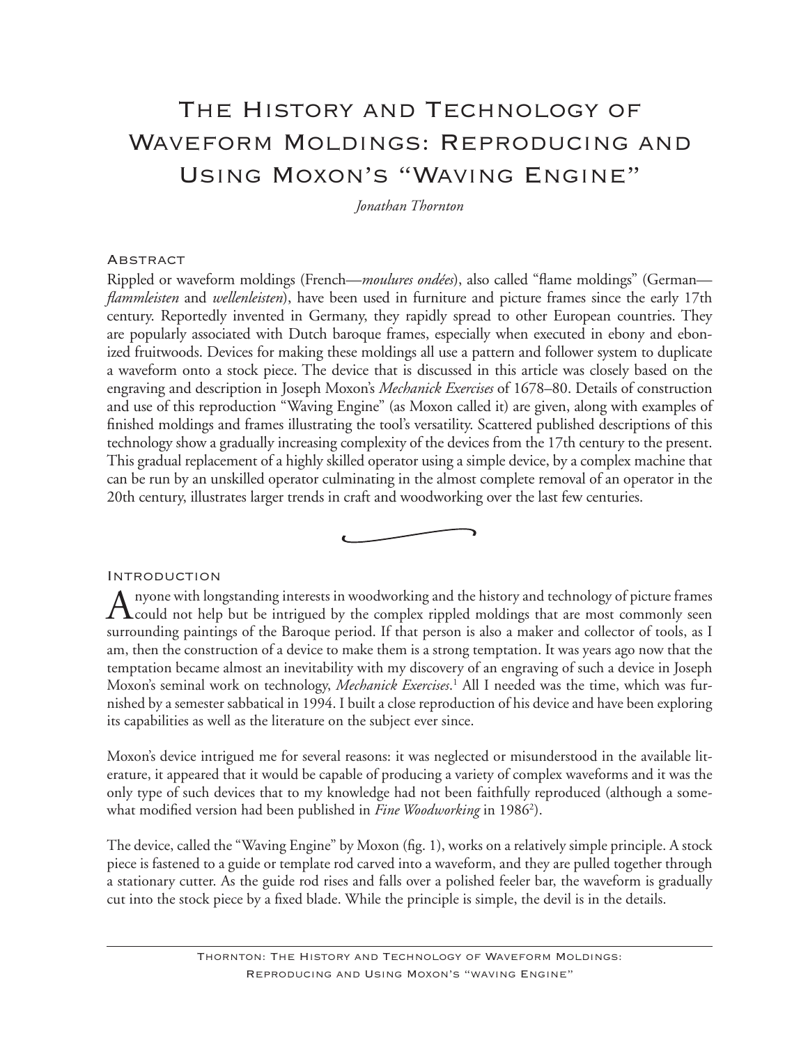# The History and Technology of Waveform Moldings: Reproducing and Using Moxon's "Waving Engine"

*Jonathan Thornton*

## Abstract

Rippled or waveform moldings (French—*moulures ondées*), also called "flame moldings" (German—*flammleisten* and *wellenleisten*), have been used in furniture and picture frames since the early 17th century. Reportedly invented in Germany, they rapidly spread to other European countries. They are popularly associated with Dutch baroque frames, especially when executed in ebony and ebonized fruitwoods. Devices for making these moldings all use a pattern and follower system to duplicate a waveform onto a stock piece. The device that is discussed in this article was closely based on the engraving and description in Joseph Moxon's *Mechanick Exercises* of 1678–80. Details of construction and use of this reproduction "Waving Engine" (as Moxon called it) are given, along with examples of finished moldings and frames illustrating the tool's versatility. Scattered published descriptions of this technology show a gradually increasing complexity of the devices from the 17th century to the present. This gradual replacement of a highly skilled operator using a simple device, by a complex machine that can be run by an unskilled operator culminating in the almost complete removal of an operator in the 20th century, illustrates larger trends in craft and woodworking over the last few centuries.

## Introduction

Anyone with longstanding interests in woodworking and the history and technology of picture frames could not help but be intrigued by the complex rippled moldings that are most commonly seen surrounding paintings of the Baroque period. If that person is also a maker and collector of tools, as I am, then the construction of a device to make them is a strong temptation. It was years ago now that the temptation became almost an inevitability with my discovery of an engraving of such a device in Joseph Moxon's seminal work on technology, *Mechanick Exercises*.[1] All I needed was the time, which was furnished by a semester sabbatical in 1994. I built a close reproduction of his device and have been exploring its capabilities as well as the literature on the subject ever since.

Moxon's device intrigued me for several reasons: it was neglected or misunderstood in the available literature, it appeared that it would be capable of producing a variety of complex waveforms and it was the only type of such devices that to my knowledge had not been faithfully reproduced (although a somewhat modified version had been published in *Fine Woodworking* in 1986[2]).

The device, called the "Waving Engine" by Moxon (fig. 1), works on a relatively simple principle. A stock piece is fastened to a guide or template rod carved into a waveform, and they are pulled together through a stationary cutter. As the guide rod rises and falls over a polished feeler bar, the waveform is gradually cut into the stock piece by a fixed blade. While the principle is simple, the devil is in the details.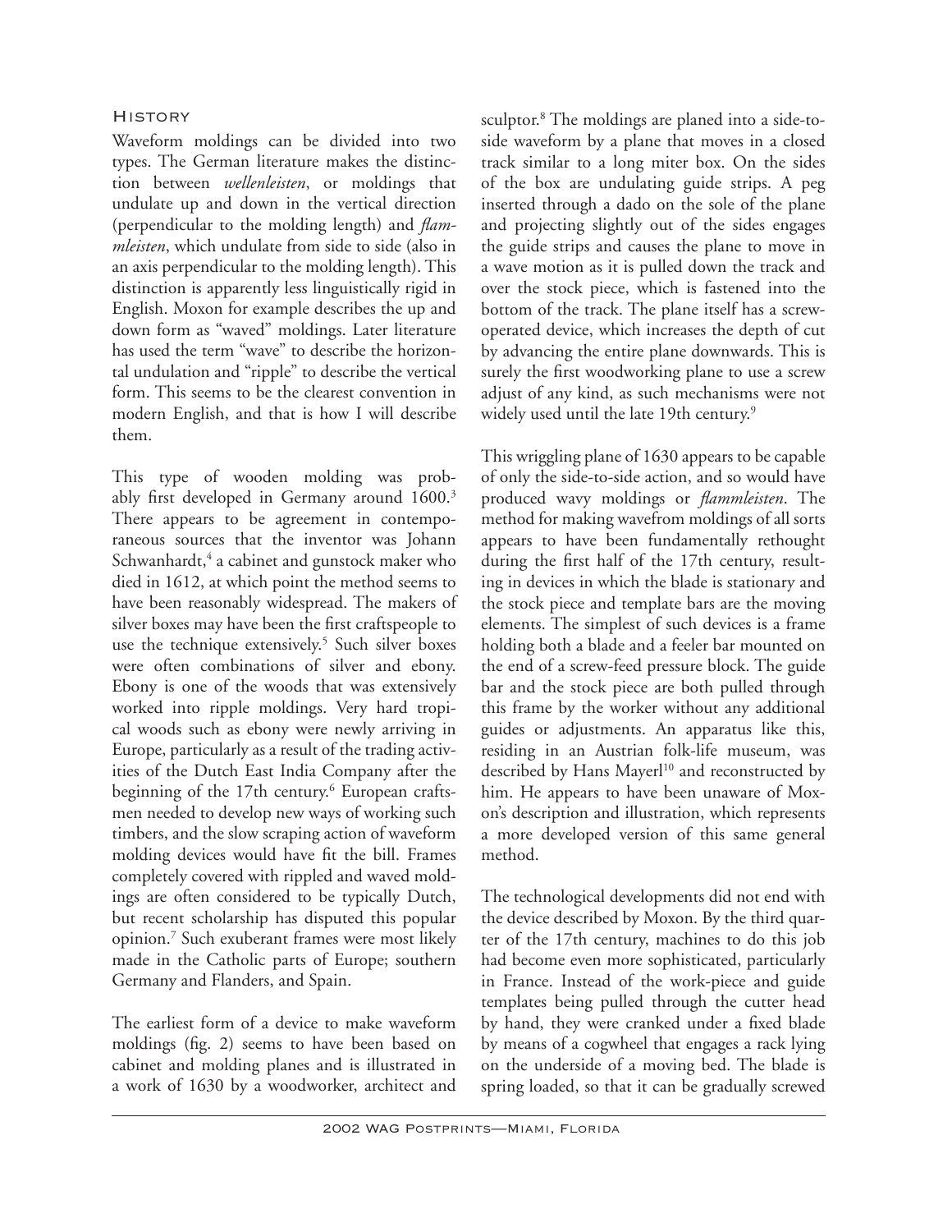## History

Waveform moldings can be divided into two types. The German literature makes the distinction between *wellenleisten*, or moldings that undulate up and down in the vertical direction (perpendicular to the molding length) and *flammleisten*, which undulate from side to side (also in an axis perpendicular to the molding length). This distinction is apparently less linguistically rigid in English. Moxon for example describes the up and down form as "waved" moldings. Later literature has used the term "wave" to describe the horizontal undulation and "ripple" to describe the vertical form. This seems to be the clearest convention in modern English, and that is how I will describe them.

This type of wooden molding was probably first developed in Germany around 1600.[3] There appears to be agreement in contemporaneous sources that the inventor was Johann Schwanhardt,[4] a cabinet and gunstock maker who died in 1612, at which point the method seems to have been reasonably widespread. The makers of silver boxes may have been the first craftspeople to use the technique extensively.[5] Such silver boxes were often combinations of silver and ebony. Ebony is one of the woods that was extensively worked into ripple moldings. Very hard tropical woods such as ebony were newly arriving in Europe, particularly as a result of the trading activities of the Dutch East India Company after the beginning of the 17th century.[6] European craftsmen needed to develop new ways of working such timbers, and the slow scraping action of waveform molding devices would have fit the bill. Frames completely covered with rippled and waved moldings are often considered to be typically Dutch, but recent scholarship has disputed this popular opinion.[7] Such exuberant frames were most likely made in the Catholic parts of Europe; southern Germany and Flanders, and Spain.

The earliest form of a device to make waveform moldings (fig. 2) seems to have been based on cabinet and molding planes and is illustrated in a work of 1630 by a woodworker, architect and sculptor.[8] The moldings are planed into a side-to-side waveform by a plane that moves in a closed track similar to a long miter box. On the sides of the box are undulating guide strips. A peg inserted through a dado on the sole of the plane and projecting slightly out of the sides engages the guide strips and causes the plane to move in a wave motion as it is pulled down the track and over the stock piece, which is fastened into the bottom of the track. The plane itself has a screw-operated device, which increases the depth of cut by advancing the entire plane downwards. This is surely the first woodworking plane to use a screw adjust of any kind, as such mechanisms were not widely used until the late 19th century.[9]

This wriggling plane of 1630 appears to be capable of only the side-to-side action, and so would have produced wavy moldings or *flammleisten*. The method for making wavefrom moldings of all sorts appears to have been fundamentally rethought during the first half of the 17th century, resulting in devices in which the blade is stationary and the stock piece and template bars are the moving elements. The simplest of such devices is a frame holding both a blade and a feeler bar mounted on the end of a screw-feed pressure block. The guide bar and the stock piece are both pulled through this frame by the worker without any additional guides or adjustments. An apparatus like this, residing in an Austrian folk-life museum, was described by Hans Mayerl[10] and reconstructed by him. He appears to have been unaware of Moxon's description and illustration, which represents a more developed version of this same general method.

The technological developments did not end with the device described by Moxon. By the third quarter of the 17th century, machines to do this job had become even more sophisticated, particularly in France. Instead of the work-piece and guide templates being pulled through the cutter head by hand, they were cranked under a fixed blade by means of a cogwheel that engages a rack lying on the underside of a moving bed. The blade is spring loaded, so that it can be gradually screwed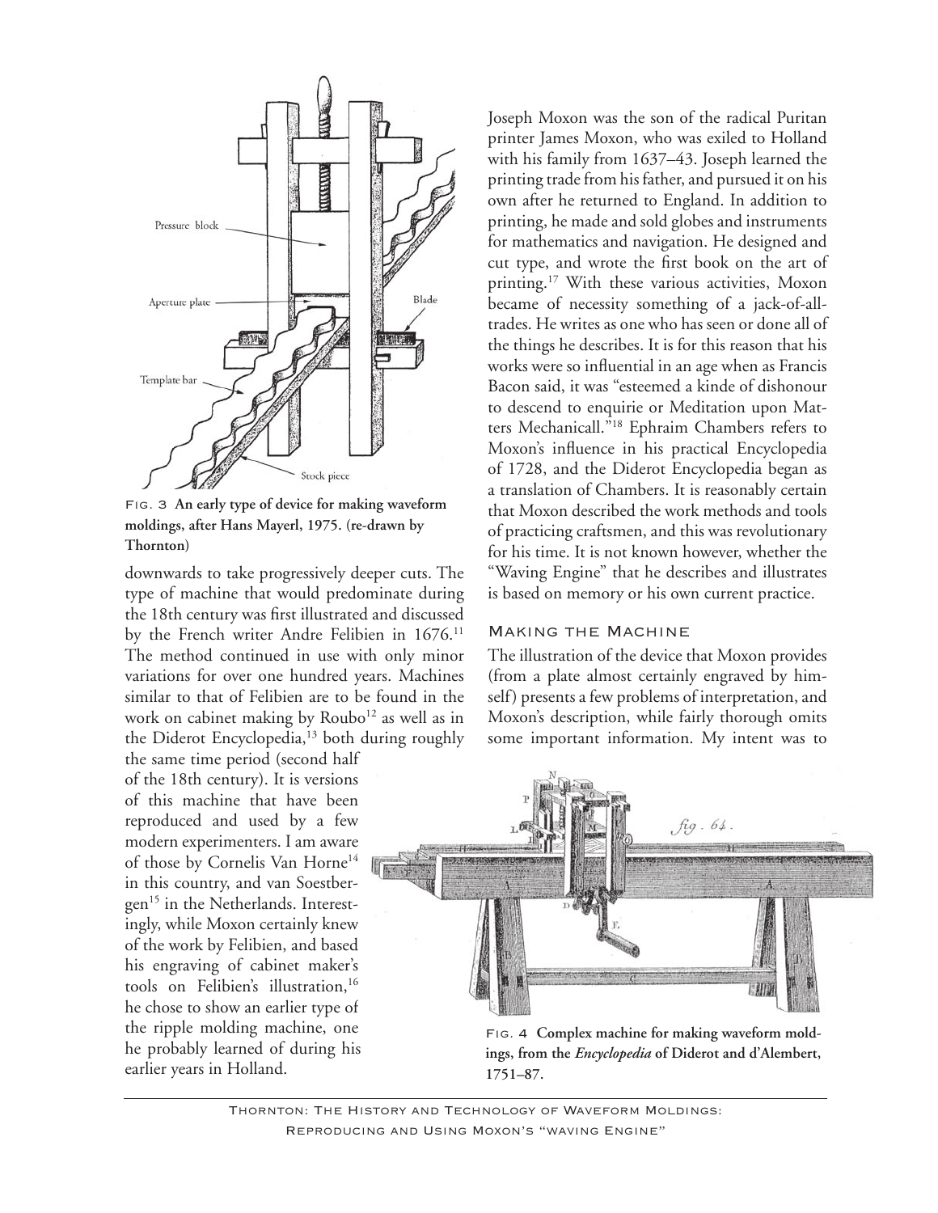Fig. 3 **An early type of device for making waveform moldings, after Hans Mayerl, 1975. (re-drawn by Thornton)**

downwards to take progressively deeper cuts. The type of machine that would predominate during the 18th century was first illustrated and discussed by the French writer Andre Felibien in 1676.[11] The method continued in use with only minor variations for over one hundred years. Machines similar to that of Felibien are to be found in the work on cabinet making by Roubo[12] as well as in the Diderot Encyclopedia,[13] both during roughly the same time period (second half of the 18th century). It is versions of this machine that have been reproduced and used by a few modern experimenters. I am aware of those by Cornelis Van Horne[14] in this country, and van Soestbergen[15] in the Netherlands. Interestingly, while Moxon certainly knew of the work by Felibien, and based his engraving of cabinet maker's tools on Felibien's illustration,[16] he chose to show an earlier type of the ripple molding machine, one he probably learned of during his earlier years in Holland.

Joseph Moxon was the son of the radical Puritan printer James Moxon, who was exiled to Holland with his family from 1637–43. Joseph learned the printing trade from his father, and pursued it on his own after he returned to England. In addition to printing, he made and sold globes and instruments for mathematics and navigation. He designed and cut type, and wrote the first book on the art of printing.[17] With these various activities, Moxon became of necessity something of a jack-of-all-trades. He writes as one who has seen or done all of the things he describes. It is for this reason that his works were so influential in an age when as Francis Bacon said, it was "esteemed a kinde of dishonour to descend to enquirie or Meditation upon Matters Mechanicall."[18] Ephraim Chambers refers to Moxon's influence in his practical Encyclopedia of 1728, and the Diderot Encyclopedia began as a translation of Chambers. It is reasonably certain that Moxon described the work methods and tools of practicing craftsmen, and this was revolutionary for his time. It is not known however, whether the "Waving Engine" that he describes and illustrates is based on memory or his own current practice.

## Making the Machine

The illustration of the device that Moxon provides (from a plate almost certainly engraved by himself) presents a few problems of interpretation, and Moxon's description, while fairly thorough omits some important information. My intent was to

Fig. 4 **Complex machine for making waveform moldings, from the *Encyclopedia* of Diderot and d'Alembert, 1751–87.**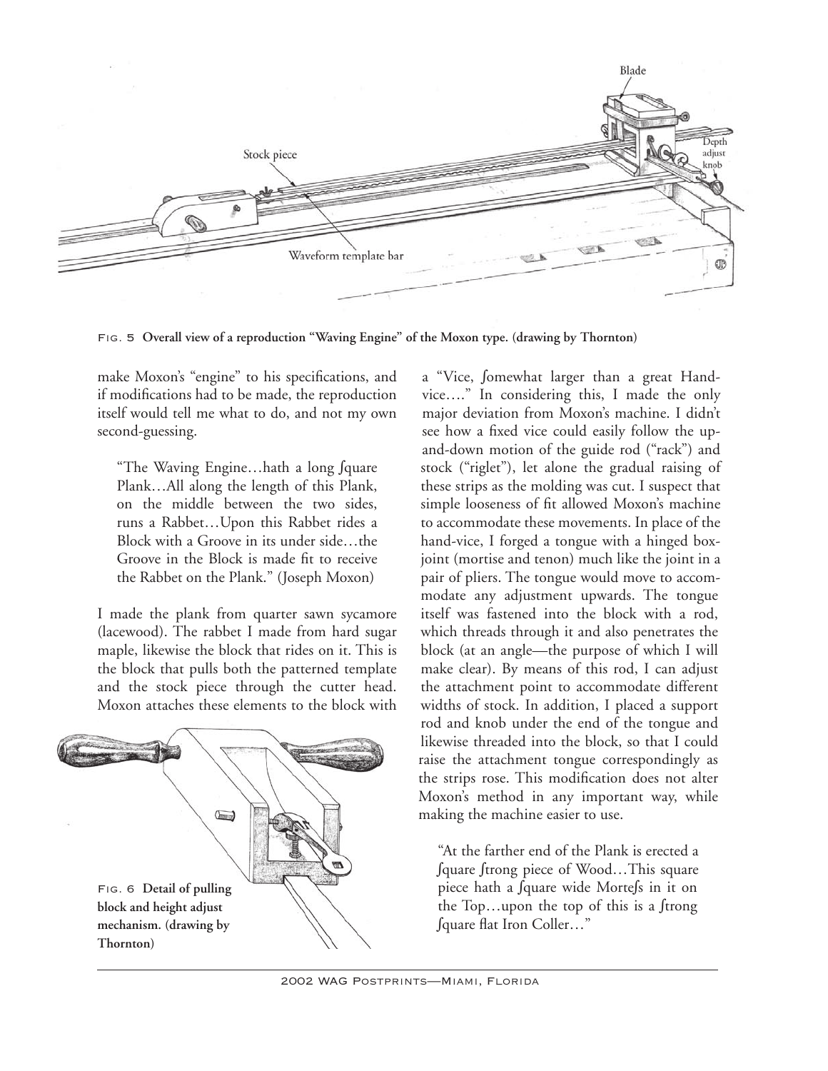Fig. 5 **Overall view of a reproduction "Waving Engine" of the Moxon type. (drawing by Thornton)**

make Moxon's "engine" to his specifications, and if modifications had to be made, the reproduction itself would tell me what to do, and not my own second-guessing.

> "The Waving Engine…hath a long ſquare Plank…All along the length of this Plank, on the middle between the two sides, runs a Rabbet…Upon this Rabbet rides a Block with a Groove in its under side…the Groove in the Block is made fit to receive the Rabbet on the Plank." (Joseph Moxon)

I made the plank from quarter sawn sycamore (lacewood). The rabbet I made from hard sugar maple, likewise the block that rides on it. This is the block that pulls both the patterned template and the stock piece through the cutter head. Moxon attaches these elements to the block with a "Vice, ſomewhat larger than a great Hand-vice…." In considering this, I made the only major deviation from Moxon's machine. I didn't see how a fixed vice could easily follow the up-and-down motion of the guide rod ("rack") and stock ("riglet"), let alone the gradual raising of these strips as the molding was cut. I suspect that simple looseness of fit allowed Moxon's machine to accommodate these movements. In place of the hand-vice, I forged a tongue with a hinged box-joint (mortise and tenon) much like the joint in a pair of pliers. The tongue would move to accommodate any adjustment upwards. The tongue itself was fastened into the block with a rod, which threads through it and also penetrates the block (at an angle—the purpose of which I will make clear). By means of this rod, I can adjust the attachment point to accommodate different widths of stock. In addition, I placed a support rod and knob under the end of the tongue and likewise threaded into the block, so that I could raise the attachment tongue correspondingly as the strips rose. This modification does not alter Moxon's method in any important way, while making the machine easier to use.

Fig. 6 **Detail of pulling block and height adjust mechanism. (drawing by Thornton)**

> "At the farther end of the Plank is erected a ſquare ſtrong piece of Wood…This square piece hath a ſquare wide Morteſs in it on the Top…upon the top of this is a ſtrong ſquare flat Iron Coller…"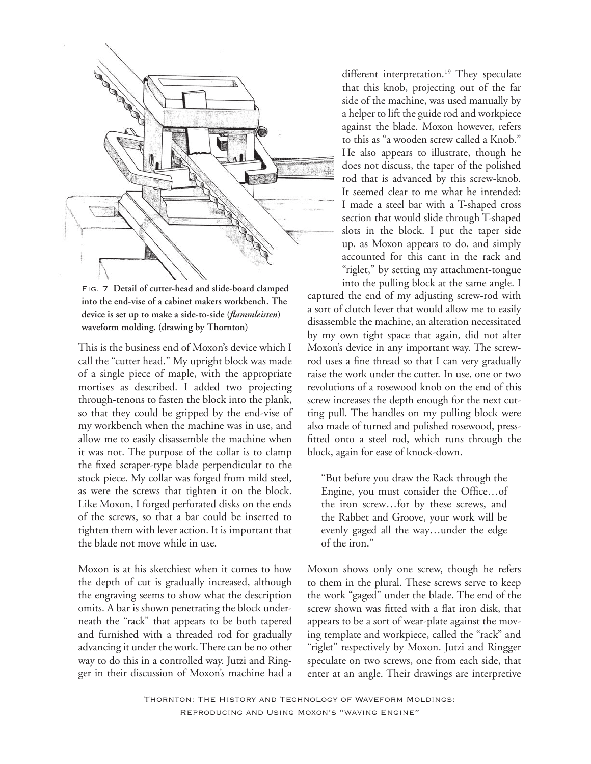Fig. 7 **Detail of cutter-head and slide-board clamped into the end-vise of a cabinet makers workbench. The device is set up to make a side-to-side (*flammleisten*) waveform molding. (drawing by Thornton)**

This is the business end of Moxon's device which I call the "cutter head." My upright block was made of a single piece of maple, with the appropriate mortises as described. I added two projecting through-tenons to fasten the block into the plank, so that they could be gripped by the end-vise of my workbench when the machine was in use, and allow me to easily disassemble the machine when it was not. The purpose of the collar is to clamp the fixed scraper-type blade perpendicular to the stock piece. My collar was forged from mild steel, as were the screws that tighten it on the block. Like Moxon, I forged perforated disks on the ends of the screws, so that a bar could be inserted to tighten them with lever action. It is important that the blade not move while in use.

Moxon is at his sketchiest when it comes to how the depth of cut is gradually increased, although the engraving seems to show what the description omits. A bar is shown penetrating the block underneath the "rack" that appears to be both tapered and furnished with a threaded rod for gradually advancing it under the work. There can be no other way to do this in a controlled way. Jutzi and Ringger in their discussion of Moxon's machine had a different interpretation.[19] They speculate that this knob, projecting out of the far side of the machine, was used manually by a helper to lift the guide rod and workpiece against the blade. Moxon however, refers to this as "a wooden screw called a Knob." He also appears to illustrate, though he does not discuss, the taper of the polished rod that is advanced by this screw-knob. It seemed clear to me what he intended: I made a steel bar with a T-shaped cross section that would slide through T-shaped slots in the block. I put the taper side up, as Moxon appears to do, and simply accounted for this cant in the rack and "riglet," by setting my attachment-tongue into the pulling block at the same angle. I captured the end of my adjusting screw-rod with a sort of clutch lever that would allow me to easily disassemble the machine, an alteration necessitated by my own tight space that again, did not alter Moxon's device in any important way. The screw-rod uses a fine thread so that I can very gradually raise the work under the cutter. In use, one or two revolutions of a rosewood knob on the end of this screw increases the depth enough for the next cutting pull. The handles on my pulling block were also made of turned and polished rosewood, press-fitted onto a steel rod, which runs through the block, again for ease of knock-down.

> "But before you draw the Rack through the Engine, you must consider the Office…of the iron screw…for by these screws, and the Rabbet and Groove, your work will be evenly gaged all the way…under the edge of the iron."

Moxon shows only one screw, though he refers to them in the plural. These screws serve to keep the work "gaged" under the blade. The end of the screw shown was fitted with a flat iron disk, that appears to be a sort of wear-plate against the moving template and workpiece, called the "rack" and "riglet" respectively by Moxon. Jutzi and Ringger speculate on two screws, one from each side, that enter at an angle. Their drawings are interpretive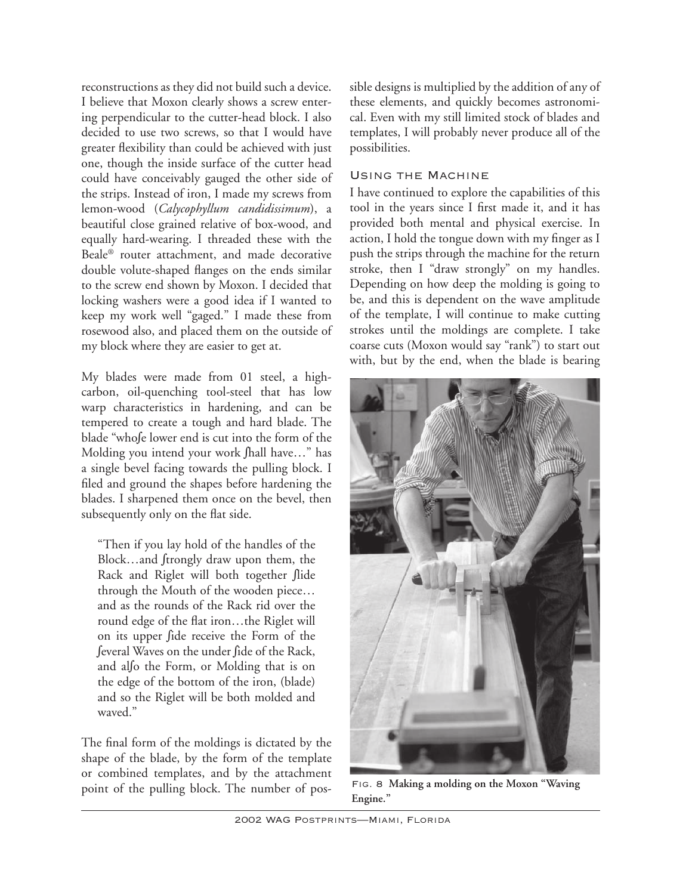reconstructions as they did not build such a device. I believe that Moxon clearly shows a screw entering perpendicular to the cutter-head block. I also decided to use two screws, so that I would have greater flexibility than could be achieved with just one, though the inside surface of the cutter head could have conceivably gauged the other side of the strips. Instead of iron, I made my screws from lemon-wood (*Calycophyllum candidissimum*), a beautiful close grained relative of box-wood, and equally hard-wearing. I threaded these with the Beale® router attachment, and made decorative double volute-shaped flanges on the ends similar to the screw end shown by Moxon. I decided that locking washers were a good idea if I wanted to keep my work well "gaged." I made these from rosewood also, and placed them on the outside of my block where they are easier to get at.

My blades were made from 01 steel, a high-carbon, oil-quenching tool-steel that has low warp characteristics in hardening, and can be tempered to create a tough and hard blade. The blade "whoſe lower end is cut into the form of the Molding you intend your work ſhall have…" has a single bevel facing towards the pulling block. I filed and ground the shapes before hardening the blades. I sharpened them once on the bevel, then subsequently only on the flat side.

> "Then if you lay hold of the handles of the Block…and ſtrongly draw upon them, the Rack and Riglet will both together ſlide through the Mouth of the wooden piece… and as the rounds of the Rack rid over the round edge of the flat iron…the Riglet will on its upper ſide receive the Form of the ſeveral Waves on the under ſide of the Rack, and alſo the Form, or Molding that is on the edge of the bottom of the iron, (blade) and so the Riglet will be both molded and waved."

The final form of the moldings is dictated by the shape of the blade, by the form of the template or combined templates, and by the attachment point of the pulling block. The number of possible designs is multiplied by the addition of any of these elements, and quickly becomes astronomical. Even with my still limited stock of blades and templates, I will probably never produce all of the possibilities.

## Using the Machine

I have continued to explore the capabilities of this tool in the years since I first made it, and it has provided both mental and physical exercise. In action, I hold the tongue down with my finger as I push the strips through the machine for the return stroke, then I "draw strongly" on my handles. Depending on how deep the molding is going to be, and this is dependent on the wave amplitude of the template, I will continue to make cutting strokes until the moldings are complete. I take coarse cuts (Moxon would say "rank") to start out with, but by the end, when the blade is bearing

Fig. 8 **Making a molding on the Moxon "Waving Engine."**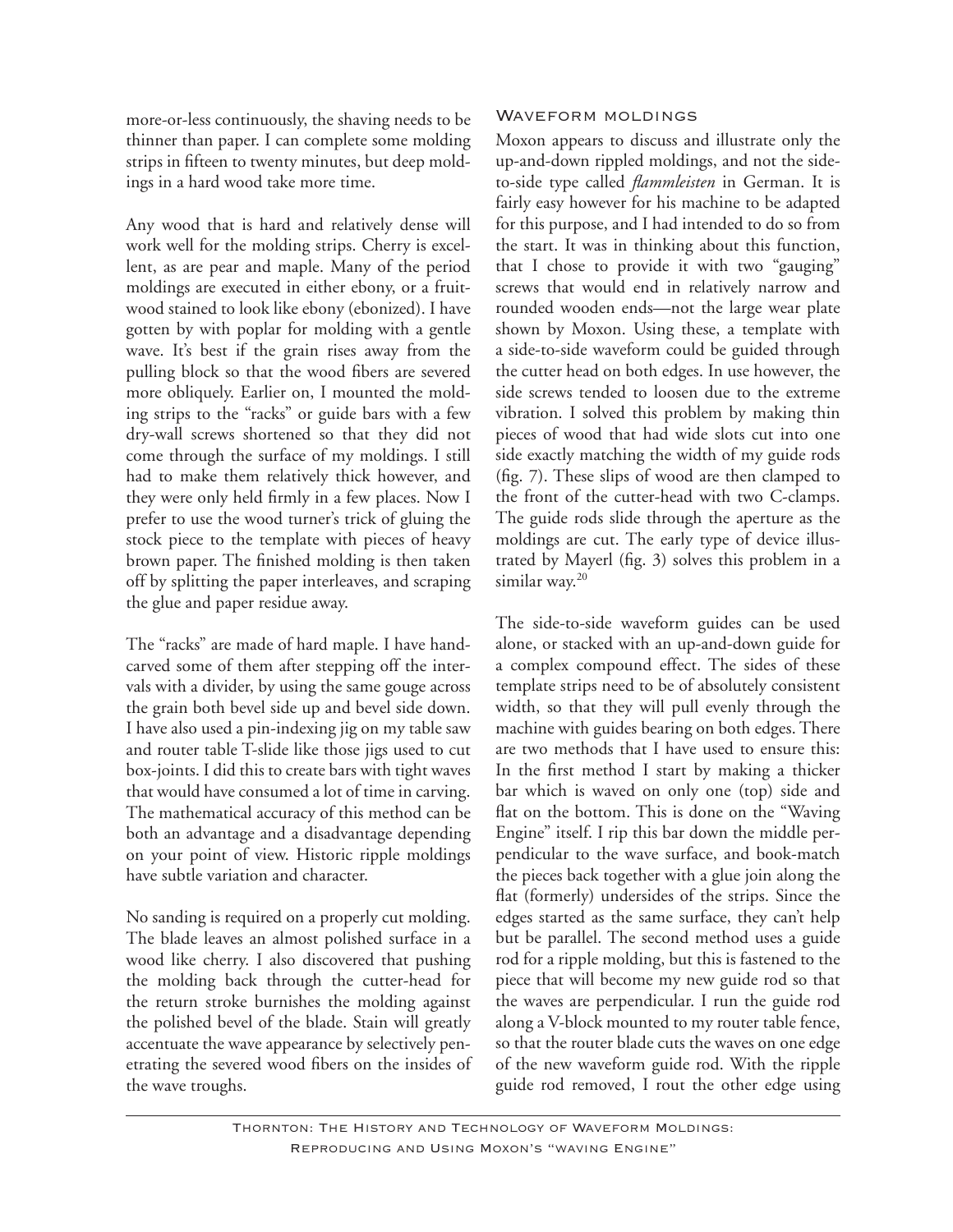more-or-less continuously, the shaving needs to be thinner than paper. I can complete some molding strips in fifteen to twenty minutes, but deep moldings in a hard wood take more time.

Any wood that is hard and relatively dense will work well for the molding strips. Cherry is excellent, as are pear and maple. Many of the period moldings are executed in either ebony, or a fruitwood stained to look like ebony (ebonized). I have gotten by with poplar for molding with a gentle wave. It's best if the grain rises away from the pulling block so that the wood fibers are severed more obliquely. Earlier on, I mounted the molding strips to the "racks" or guide bars with a few dry-wall screws shortened so that they did not come through the surface of my moldings. I still had to make them relatively thick however, and they were only held firmly in a few places. Now I prefer to use the wood turner's trick of gluing the stock piece to the template with pieces of heavy brown paper. The finished molding is then taken off by splitting the paper interleaves, and scraping the glue and paper residue away.

The "racks" are made of hard maple. I have hand-carved some of them after stepping off the intervals with a divider, by using the same gouge across the grain both bevel side up and bevel side down. I have also used a pin-indexing jig on my table saw and router table T-slide like those jigs used to cut box-joints. I did this to create bars with tight waves that would have consumed a lot of time in carving. The mathematical accuracy of this method can be both an advantage and a disadvantage depending on your point of view. Historic ripple moldings have subtle variation and character.

No sanding is required on a properly cut molding. The blade leaves an almost polished surface in a wood like cherry. I also discovered that pushing the molding back through the cutter-head for the return stroke burnishes the molding against the polished bevel of the blade. Stain will greatly accentuate the wave appearance by selectively penetrating the severed wood fibers on the insides of the wave troughs.

## Waveform moldings

Moxon appears to discuss and illustrate only the up-and-down rippled moldings, and not the side-to-side type called *flammleisten* in German. It is fairly easy however for his machine to be adapted for this purpose, and I had intended to do so from the start. It was in thinking about this function, that I chose to provide it with two "gauging" screws that would end in relatively narrow and rounded wooden ends—not the large wear plate shown by Moxon. Using these, a template with a side-to-side waveform could be guided through the cutter head on both edges. In use however, the side screws tended to loosen due to the extreme vibration. I solved this problem by making thin pieces of wood that had wide slots cut into one side exactly matching the width of my guide rods (fig. 7). These slips of wood are then clamped to the front of the cutter-head with two C-clamps. The guide rods slide through the aperture as the moldings are cut. The early type of device illustrated by Mayerl (fig. 3) solves this problem in a similar way.[20]

The side-to-side waveform guides can be used alone, or stacked with an up-and-down guide for a complex compound effect. The sides of these template strips need to be of absolutely consistent width, so that they will pull evenly through the machine with guides bearing on both edges. There are two methods that I have used to ensure this: In the first method I start by making a thicker bar which is waved on only one (top) side and flat on the bottom. This is done on the "Waving Engine" itself. I rip this bar down the middle perpendicular to the wave surface, and book-match the pieces back together with a glue join along the flat (formerly) undersides of the strips. Since the edges started as the same surface, they can't help but be parallel. The second method uses a guide rod for a ripple molding, but this is fastened to the piece that will become my new guide rod so that the waves are perpendicular. I run the guide rod along a V-block mounted to my router table fence, so that the router blade cuts the waves on one edge of the new waveform guide rod. With the ripple guide rod removed, I rout the other edge using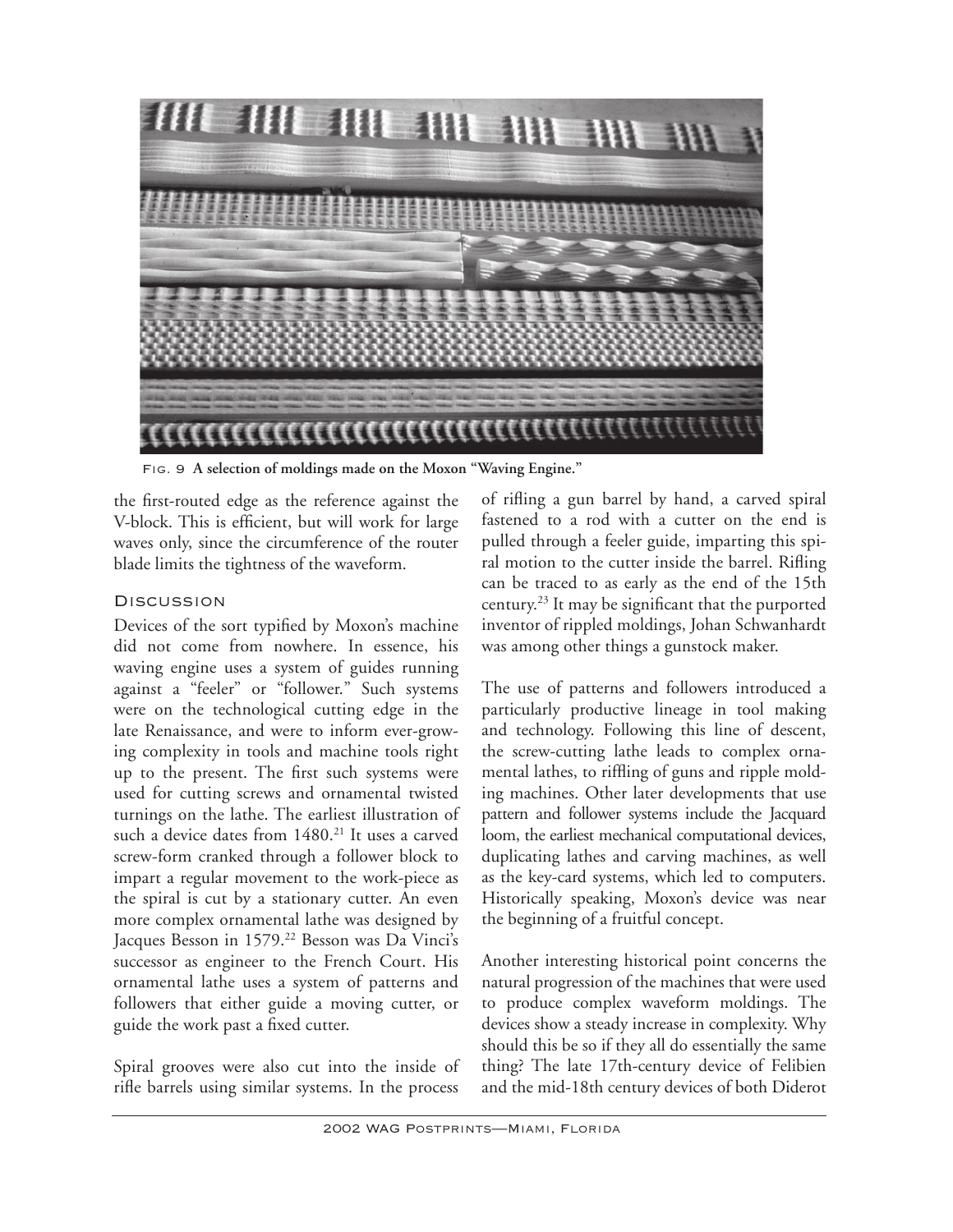Fig. 9 **A selection of moldings made on the Moxon "Waving Engine."**

the first-routed edge as the reference against the V-block. This is efficient, but will work for large waves only, since the circumference of the router blade limits the tightness of the waveform.

## Discussion

Devices of the sort typified by Moxon's machine did not come from nowhere. In essence, his waving engine uses a system of guides running against a "feeler" or "follower." Such systems were on the technological cutting edge in the late Renaissance, and were to inform ever-growing complexity in tools and machine tools right up to the present. The first such systems were used for cutting screws and ornamental twisted turnings on the lathe. The earliest illustration of such a device dates from 1480.[21] It uses a carved screw-form cranked through a follower block to impart a regular movement to the work-piece as the spiral is cut by a stationary cutter. An even more complex ornamental lathe was designed by Jacques Besson in 1579.[22] Besson was Da Vinci's successor as engineer to the French Court. His ornamental lathe uses a system of patterns and followers that either guide a moving cutter, or guide the work past a fixed cutter.

Spiral grooves were also cut into the inside of rifle barrels using similar systems. In the process of rifling a gun barrel by hand, a carved spiral fastened to a rod with a cutter on the end is pulled through a feeler guide, imparting this spiral motion to the cutter inside the barrel. Rifling can be traced to as early as the end of the 15th century.[23] It may be significant that the purported inventor of rippled moldings, Johan Schwanhardt was among other things a gunstock maker.

The use of patterns and followers introduced a particularly productive lineage in tool making and technology. Following this line of descent, the screw-cutting lathe leads to complex ornamental lathes, to riffling of guns and ripple molding machines. Other later developments that use pattern and follower systems include the Jacquard loom, the earliest mechanical computational devices, duplicating lathes and carving machines, as well as the key-card systems, which led to computers. Historically speaking, Moxon's device was near the beginning of a fruitful concept.

Another interesting historical point concerns the natural progression of the machines that were used to produce complex waveform moldings. The devices show a steady increase in complexity. Why should this be so if they all do essentially the same thing? The late 17th-century device of Felibien and the mid-18th century devices of both Diderot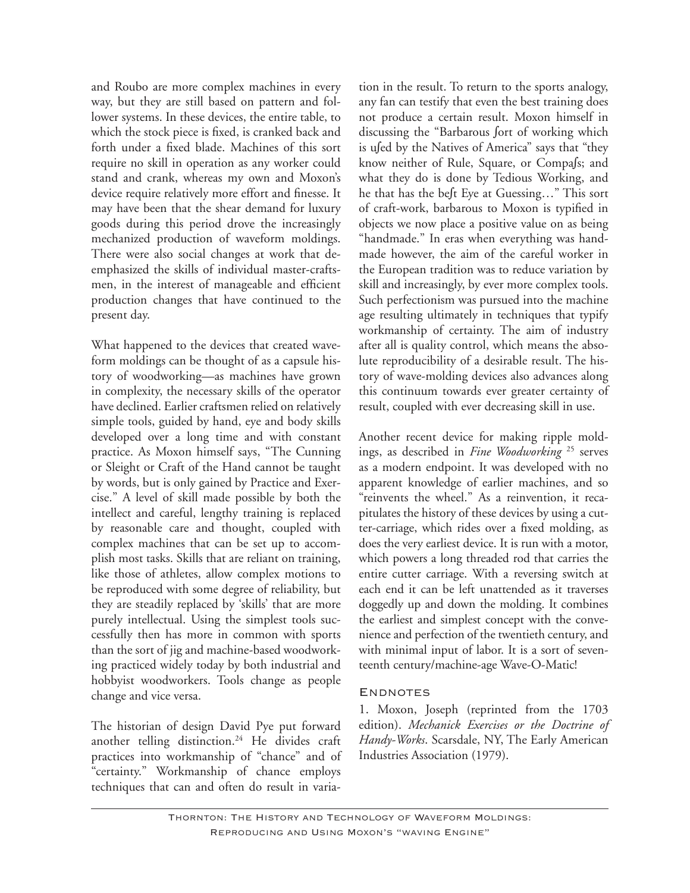and Roubo are more complex machines in every way, but they are still based on pattern and follower systems. In these devices, the entire table, to which the stock piece is fixed, is cranked back and forth under a fixed blade. Machines of this sort require no skill in operation as any worker could stand and crank, whereas my own and Moxon's device require relatively more effort and finesse. It may have been that the shear demand for luxury goods during this period drove the increasingly mechanized production of waveform moldings. There were also social changes at work that deemphasized the skills of individual master-craftsmen, in the interest of manageable and efficient production changes that have continued to the present day.

What happened to the devices that created waveform moldings can be thought of as a capsule history of woodworking—as machines have grown in complexity, the necessary skills of the operator have declined. Earlier craftsmen relied on relatively simple tools, guided by hand, eye and body skills developed over a long time and with constant practice. As Moxon himself says, "The Cunning or Sleight or Craft of the Hand cannot be taught by words, but is only gained by Practice and Exercise." A level of skill made possible by both the intellect and careful, lengthy training is replaced by reasonable care and thought, coupled with complex machines that can be set up to accomplish most tasks. Skills that are reliant on training, like those of athletes, allow complex motions to be reproduced with some degree of reliability, but they are steadily replaced by 'skills' that are more purely intellectual. Using the simplest tools successfully then has more in common with sports than the sort of jig and machine-based woodworking practiced widely today by both industrial and hobbyist woodworkers. Tools change as people change and vice versa.

The historian of design David Pye put forward another telling distinction.[24] He divides craft practices into workmanship of "chance" and of "certainty." Workmanship of chance employs techniques that can and often do result in variation in the result. To return to the sports analogy, any fan can testify that even the best training does not produce a certain result. Moxon himself in discussing the "Barbarous ſort of working which is uſed by the Natives of America" says that "they know neither of Rule, Square, or Compaſs; and what they do is done by Tedious Working, and he that has the beſt Eye at Guessing…" This sort of craft-work, barbarous to Moxon is typified in objects we now place a positive value on as being "handmade." In eras when everything was handmade however, the aim of the careful worker in the European tradition was to reduce variation by skill and increasingly, by ever more complex tools. Such perfectionism was pursued into the machine age resulting ultimately in techniques that typify workmanship of certainty. The aim of industry after all is quality control, which means the absolute reproducibility of a desirable result. The history of wave-molding devices also advances along this continuum towards ever greater certainty of result, coupled with ever decreasing skill in use.

Another recent device for making ripple moldings, as described in *Fine Woodworking* [25] serves as a modern endpoint. It was developed with no apparent knowledge of earlier machines, and so "reinvents the wheel." As a reinvention, it recapitulates the history of these devices by using a cutter-carriage, which rides over a fixed molding, as does the very earliest device. It is run with a motor, which powers a long threaded rod that carries the entire cutter carriage. With a reversing switch at each end it can be left unattended as it traverses doggedly up and down the molding. It combines the earliest and simplest concept with the convenience and perfection of the twentieth century, and with minimal input of labor. It is a sort of seventeenth century/machine-age Wave-O-Matic!

## Endnotes

1. Moxon, Joseph (reprinted from the 1703 edition). *Mechanick Exercises or the Doctrine of Handy-Works*. Scarsdale, NY, The Early American Industries Association (1979).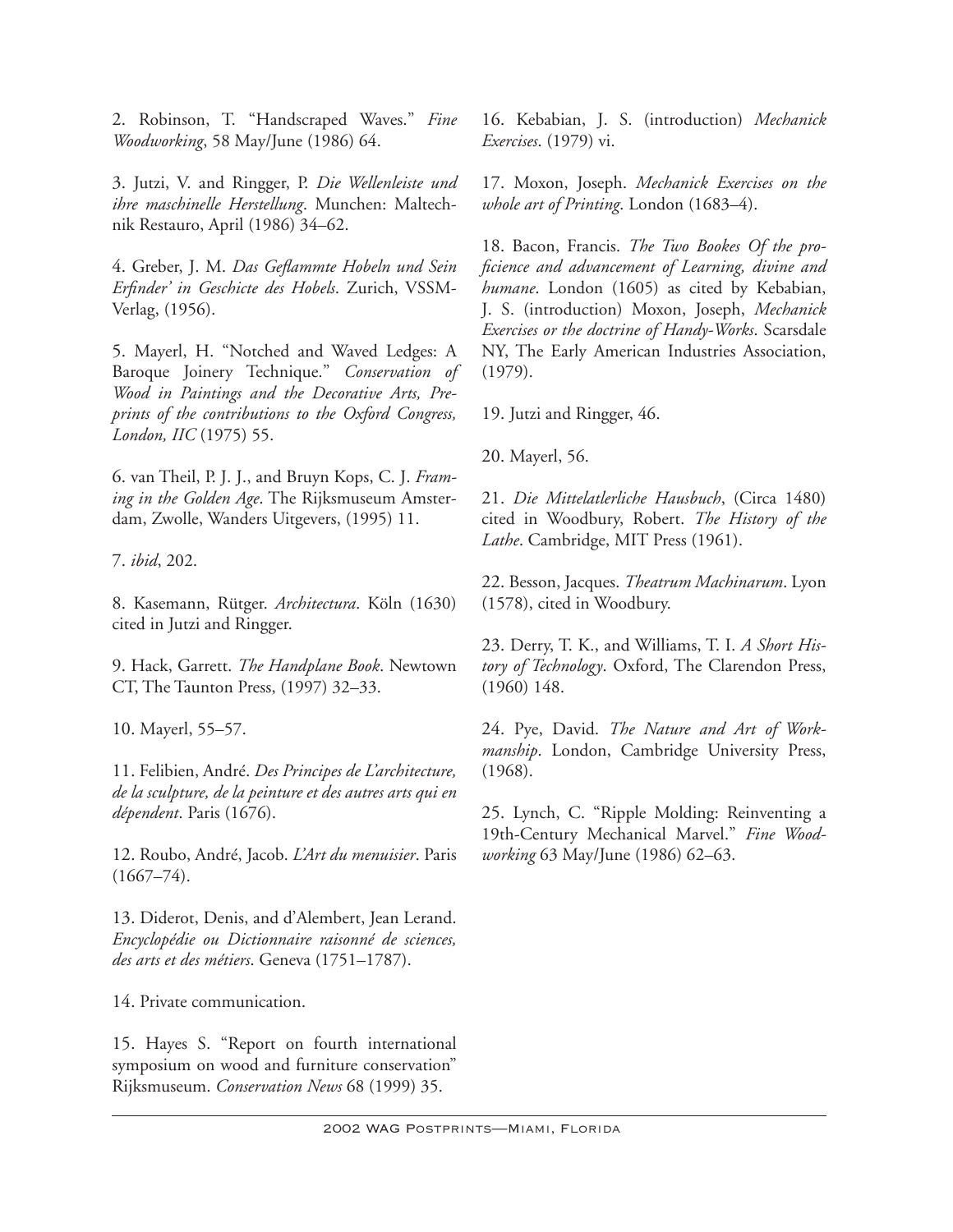2. Robinson, T. "Handscraped Waves." *Fine Woodworking*, 58 May/June (1986) 64.

3. Jutzi, V. and Ringger, P. *Die Wellenleiste und ihre maschinelle Herstellung*. Munchen: Maltechnik Restauro, April (1986) 34–62.

4. Greber, J. M. *Das Geflammte Hobeln und Sein Erfinder' in Geschicte des Hobels*. Zurich, VSSM-Verlag, (1956).

5. Mayerl, H. "Notched and Waved Ledges: A Baroque Joinery Technique." *Conservation of Wood in Paintings and the Decorative Arts, Preprints of the contributions to the Oxford Congress, London, IIC* (1975) 55.

6. van Theil, P. J. J., and Bruyn Kops, C. J. *Framing in the Golden Age*. The Rijksmuseum Amsterdam, Zwolle, Wanders Uitgevers, (1995) 11.

7. *ibid*, 202.

8. Kasemann, Rütger. *Architectura*. Köln (1630) cited in Jutzi and Ringger.

9. Hack, Garrett. *The Handplane Book*. Newtown CT, The Taunton Press, (1997) 32–33.

10. Mayerl, 55–57.

11. Felibien, André. *Des Principes de L'architecture, de la sculpture, de la peinture et des autres arts qui en dépendent*. Paris (1676).

12. Roubo, André, Jacob. *L'Art du menuisier*. Paris (1667–74).

13. Diderot, Denis, and d'Alembert, Jean Lerand. *Encyclopédie ou Dictionnaire raisonné de sciences, des arts et des métiers*. Geneva (1751–1787).

14. Private communication.

15. Hayes S. "Report on fourth international symposium on wood and furniture conservation" Rijksmuseum. *Conservation News* 68 (1999) 35.

16. Kebabian, J. S. (introduction) *Mechanick Exercises*. (1979) vi.

17. Moxon, Joseph. *Mechanick Exercises on the whole art of Printing*. London (1683–4).

18. Bacon, Francis. *The Two Bookes Of the proficience and advancement of Learning, divine and humane*. London (1605) as cited by Kebabian, J. S. (introduction) Moxon, Joseph, *Mechanick Exercises or the doctrine of Handy-Works*. Scarsdale NY, The Early American Industries Association, (1979).

19. Jutzi and Ringger, 46.

20. Mayerl, 56.

21. *Die Mittelatlerliche Hausbuch*, (Circa 1480) cited in Woodbury, Robert. *The History of the Lathe*. Cambridge, MIT Press (1961).

22. Besson, Jacques. *Theatrum Machinarum*. Lyon (1578), cited in Woodbury.

23. Derry, T. K., and Williams, T. I. *A Short History of Technology*. Oxford, The Clarendon Press, (1960) 148.

24. Pye, David. *The Nature and Art of Workmanship*. London, Cambridge University Press, (1968).

25. Lynch, C. "Ripple Molding: Reinventing a 19th-Century Mechanical Marvel." *Fine Woodworking* 63 May/June (1986) 62–63.